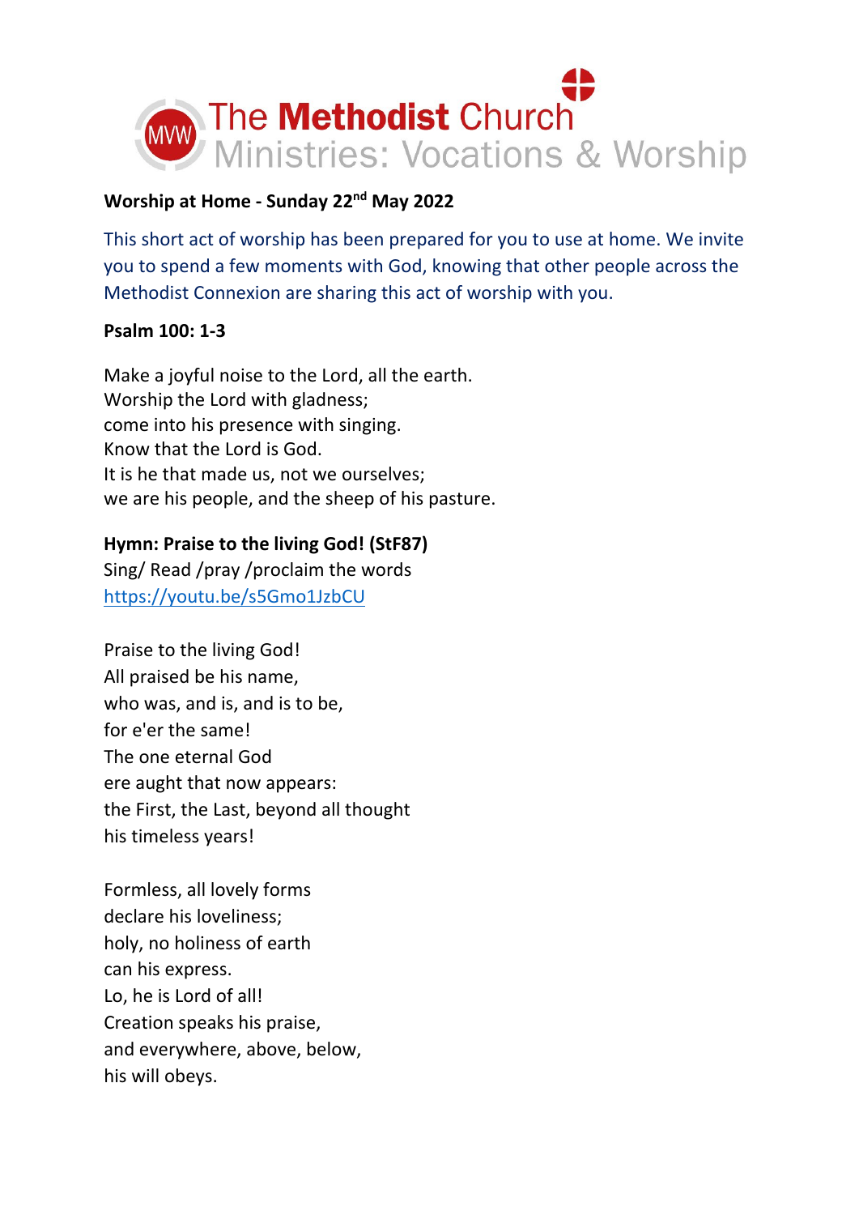The Methodist Church
Ministries: Vocations & Worship

**Worship at Home - Sunday 22nd May 2022**

This short act of worship has been prepared for you to use at home. We invite you to spend a few moments with God, knowing that other people across the Methodist Connexion are sharing this act of worship with you.

**Psalm 100: 1-3**

Make a joyful noise to the Lord, all the earth.
Worship the Lord with gladness;
come into his presence with singing.
Know that the Lord is God.
It is he that made us, not we ourselves;
we are his people, and the sheep of his pasture.

**Hymn: Praise to the living God! (StF87)**
Sing/ Read /pray /proclaim the words
https://youtu.be/s5Gmo1JzbCU

Praise to the living God!
All praised be his name,
who was, and is, and is to be,
for e'er the same!
The one eternal God
ere aught that now appears:
the First, the Last, beyond all thought
his timeless years!

Formless, all lovely forms
declare his loveliness;
holy, no holiness of earth
can his express.
Lo, he is Lord of all!
Creation speaks his praise,
and everywhere, above, below,
his will obeys.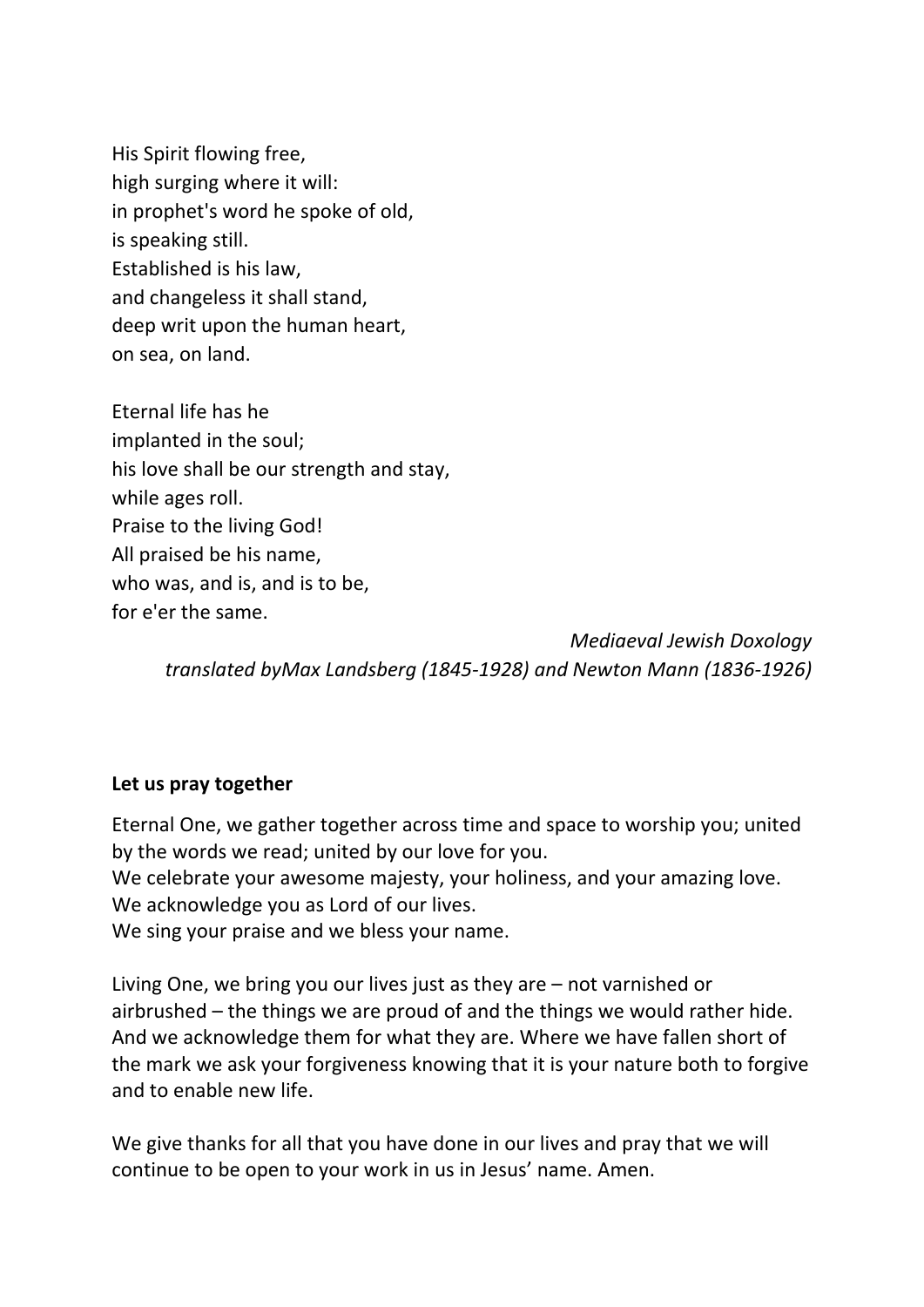His Spirit flowing free,  
high surging where it will:  
in prophet's word he spoke of old,  
is speaking still.  
Established is his law,  
and changeless it shall stand,  
deep writ upon the human heart,  
on sea, on land.

Eternal life has he  
implanted in the soul;  
his love shall be our strength and stay,  
while ages roll.  
Praise to the living God!  
All praised be his name,  
who was, and is, and is to be,  
for e'er the same.

*Mediaeval Jewish Doxology*  
*translated byMax Landsberg (1845-1928) and Newton Mann (1836-1926)*

**Let us pray together**

Eternal One, we gather together across time and space to worship you; united by the words we read; united by our love for you.  
We celebrate your awesome majesty, your holiness, and your amazing love.  
We acknowledge you as Lord of our lives.  
We sing your praise and we bless your name.

Living One, we bring you our lives just as they are – not varnished or airbrushed – the things we are proud of and the things we would rather hide. And we acknowledge them for what they are. Where we have fallen short of the mark we ask your forgiveness knowing that it is your nature both to forgive and to enable new life.

We give thanks for all that you have done in our lives and pray that we will continue to be open to your work in us in Jesus' name. Amen.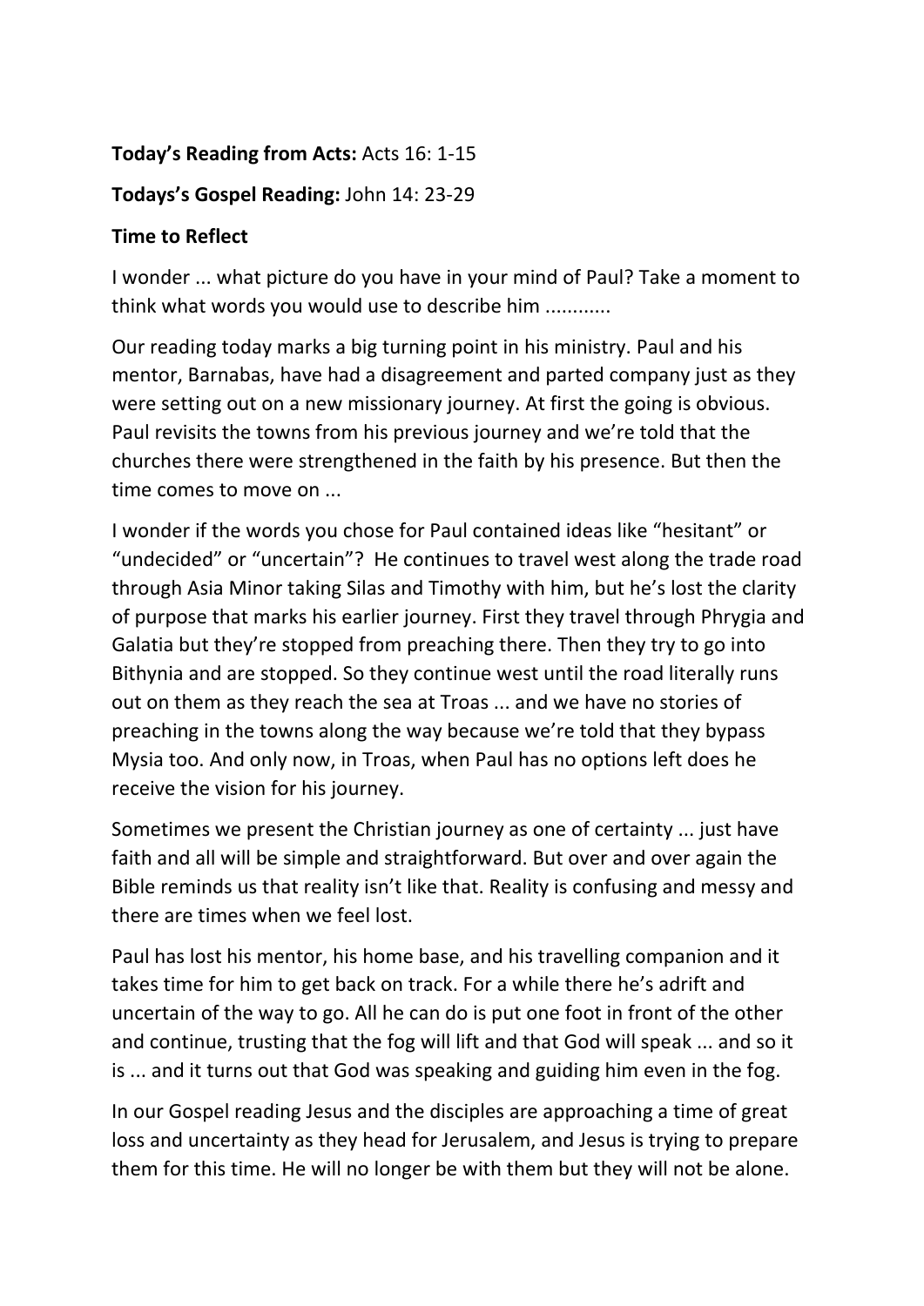**Today's Reading from Acts:** Acts 16: 1-15

**Todays's Gospel Reading:** John 14: 23-29

**Time to Reflect**

I wonder ... what picture do you have in your mind of Paul? Take a moment to think what words you would use to describe him ............

Our reading today marks a big turning point in his ministry. Paul and his mentor, Barnabas, have had a disagreement and parted company just as they were setting out on a new missionary journey. At first the going is obvious. Paul revisits the towns from his previous journey and we're told that the churches there were strengthened in the faith by his presence. But then the time comes to move on ...

I wonder if the words you chose for Paul contained ideas like "hesitant" or "undecided" or "uncertain"? He continues to travel west along the trade road through Asia Minor taking Silas and Timothy with him, but he's lost the clarity of purpose that marks his earlier journey. First they travel through Phrygia and Galatia but they're stopped from preaching there. Then they try to go into Bithynia and are stopped. So they continue west until the road literally runs out on them as they reach the sea at Troas ... and we have no stories of preaching in the towns along the way because we're told that they bypass Mysia too. And only now, in Troas, when Paul has no options left does he receive the vision for his journey.

Sometimes we present the Christian journey as one of certainty ... just have faith and all will be simple and straightforward. But over and over again the Bible reminds us that reality isn't like that. Reality is confusing and messy and there are times when we feel lost.

Paul has lost his mentor, his home base, and his travelling companion and it takes time for him to get back on track. For a while there he's adrift and uncertain of the way to go. All he can do is put one foot in front of the other and continue, trusting that the fog will lift and that God will speak ... and so it is ... and it turns out that God was speaking and guiding him even in the fog.

In our Gospel reading Jesus and the disciples are approaching a time of great loss and uncertainty as they head for Jerusalem, and Jesus is trying to prepare them for this time. He will no longer be with them but they will not be alone.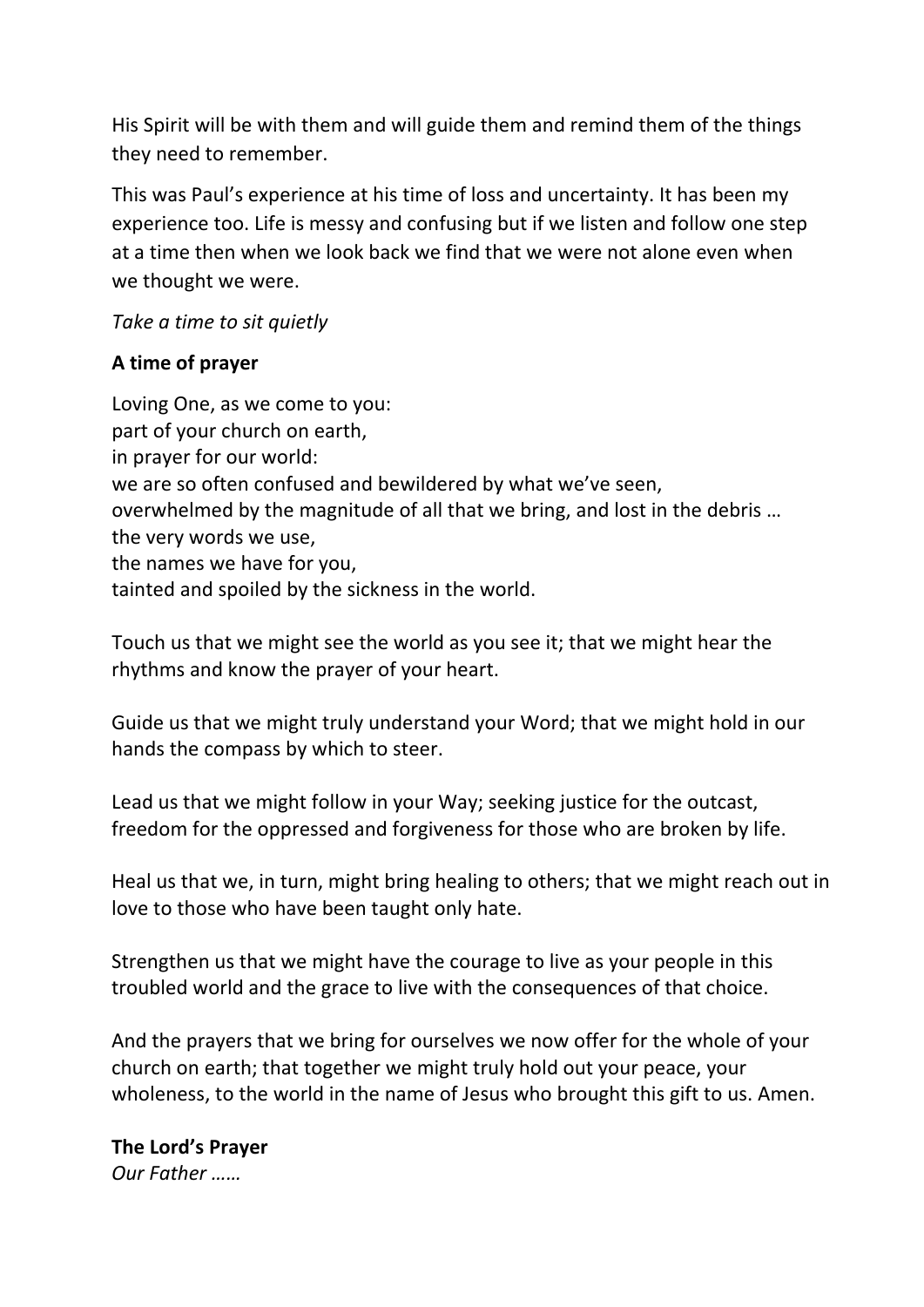His Spirit will be with them and will guide them and remind them of the things they need to remember.

This was Paul's experience at his time of loss and uncertainty. It has been my experience too. Life is messy and confusing but if we listen and follow one step at a time then when we look back we find that we were not alone even when we thought we were.

*Take a time to sit quietly*

**A time of prayer**

Loving One, as we come to you:
part of your church on earth,
in prayer for our world:
we are so often confused and bewildered by what we've seen,
overwhelmed by the magnitude of all that we bring, and lost in the debris …
the very words we use,
the names we have for you,
tainted and spoiled by the sickness in the world.

Touch us that we might see the world as you see it; that we might hear the rhythms and know the prayer of your heart.

Guide us that we might truly understand your Word; that we might hold in our hands the compass by which to steer.

Lead us that we might follow in your Way; seeking justice for the outcast, freedom for the oppressed and forgiveness for those who are broken by life.

Heal us that we, in turn, might bring healing to others; that we might reach out in love to those who have been taught only hate.

Strengthen us that we might have the courage to live as your people in this troubled world and the grace to live with the consequences of that choice.

And the prayers that we bring for ourselves we now offer for the whole of your church on earth; that together we might truly hold out your peace, your wholeness, to the world in the name of Jesus who brought this gift to us. Amen.

**The Lord's Prayer**
*Our Father ……*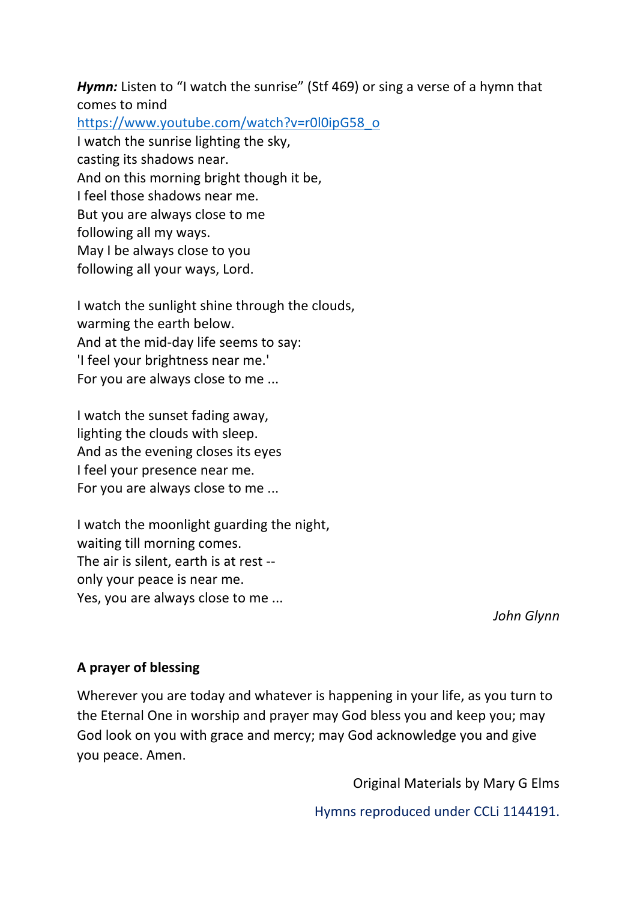***Hymn:*** Listen to "I watch the sunrise" (Stf 469) or sing a verse of a hymn that comes to mind
https://www.youtube.com/watch?v=r0l0ipG58_o

I watch the sunrise lighting the sky,
casting its shadows near.
And on this morning bright though it be,
I feel those shadows near me.
But you are always close to me
following all my ways.
May I be always close to you
following all your ways, Lord.

I watch the sunlight shine through the clouds,
warming the earth below.
And at the mid-day life seems to say:
'I feel your brightness near me.'
For you are always close to me ...

I watch the sunset fading away,
lighting the clouds with sleep.
And as the evening closes its eyes
I feel your presence near me.
For you are always close to me ...

I watch the moonlight guarding the night,
waiting till morning comes.
The air is silent, earth is at rest --
only your peace is near me.
Yes, you are always close to me ...

*John Glynn*

**A prayer of blessing**

Wherever you are today and whatever is happening in your life, as you turn to the Eternal One in worship and prayer may God bless you and keep you; may God look on you with grace and mercy; may God acknowledge you and give you peace. Amen.

Original Materials by Mary G Elms

Hymns reproduced under CCLi 1144191.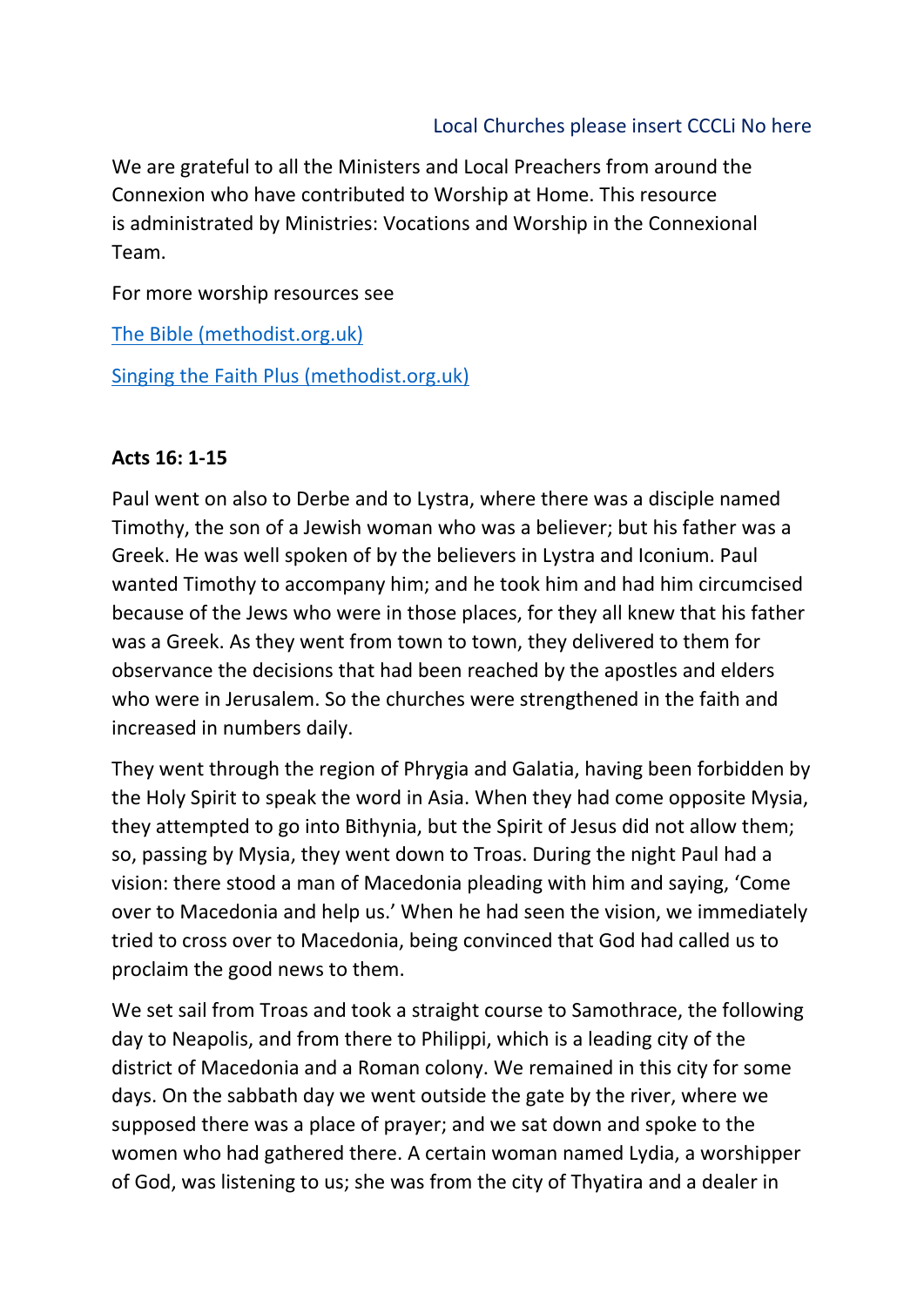Local Churches please insert CCCLi No here

We are grateful to all the Ministers and Local Preachers from around the Connexion who have contributed to Worship at Home. This resource is administrated by Ministries: Vocations and Worship in the Connexional Team.

For more worship resources see

[The Bible (methodist.org.uk)]()

[Singing the Faith Plus (methodist.org.uk)]()

**Acts 16: 1-15**

Paul went on also to Derbe and to Lystra, where there was a disciple named Timothy, the son of a Jewish woman who was a believer; but his father was a Greek. He was well spoken of by the believers in Lystra and Iconium. Paul wanted Timothy to accompany him; and he took him and had him circumcised because of the Jews who were in those places, for they all knew that his father was a Greek. As they went from town to town, they delivered to them for observance the decisions that had been reached by the apostles and elders who were in Jerusalem. So the churches were strengthened in the faith and increased in numbers daily.

They went through the region of Phrygia and Galatia, having been forbidden by the Holy Spirit to speak the word in Asia. When they had come opposite Mysia, they attempted to go into Bithynia, but the Spirit of Jesus did not allow them; so, passing by Mysia, they went down to Troas. During the night Paul had a vision: there stood a man of Macedonia pleading with him and saying, 'Come over to Macedonia and help us.' When he had seen the vision, we immediately tried to cross over to Macedonia, being convinced that God had called us to proclaim the good news to them.

We set sail from Troas and took a straight course to Samothrace, the following day to Neapolis, and from there to Philippi, which is a leading city of the district of Macedonia and a Roman colony. We remained in this city for some days. On the sabbath day we went outside the gate by the river, where we supposed there was a place of prayer; and we sat down and spoke to the women who had gathered there. A certain woman named Lydia, a worshipper of God, was listening to us; she was from the city of Thyatira and a dealer in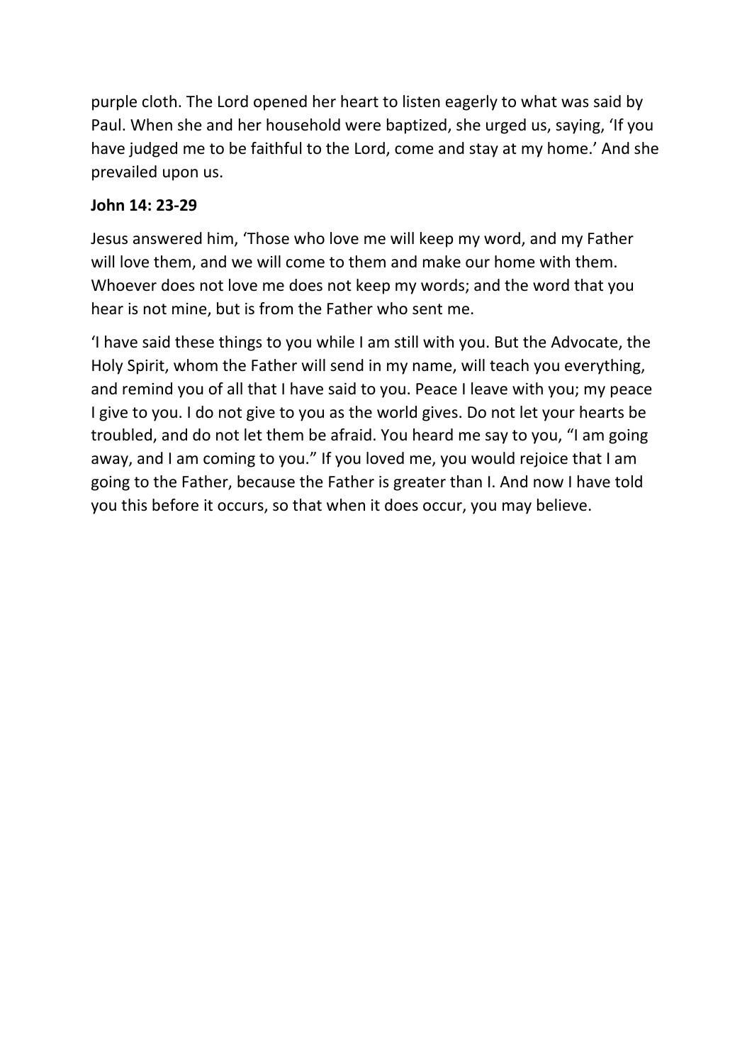purple cloth. The Lord opened her heart to listen eagerly to what was said by Paul. When she and her household were baptized, she urged us, saying, 'If you have judged me to be faithful to the Lord, come and stay at my home.' And she prevailed upon us.

**John 14: 23-29**

Jesus answered him, 'Those who love me will keep my word, and my Father will love them, and we will come to them and make our home with them. Whoever does not love me does not keep my words; and the word that you hear is not mine, but is from the Father who sent me.

'I have said these things to you while I am still with you. But the Advocate, the Holy Spirit, whom the Father will send in my name, will teach you everything, and remind you of all that I have said to you. Peace I leave with you; my peace I give to you. I do not give to you as the world gives. Do not let your hearts be troubled, and do not let them be afraid. You heard me say to you, "I am going away, and I am coming to you." If you loved me, you would rejoice that I am going to the Father, because the Father is greater than I. And now I have told you this before it occurs, so that when it does occur, you may believe.